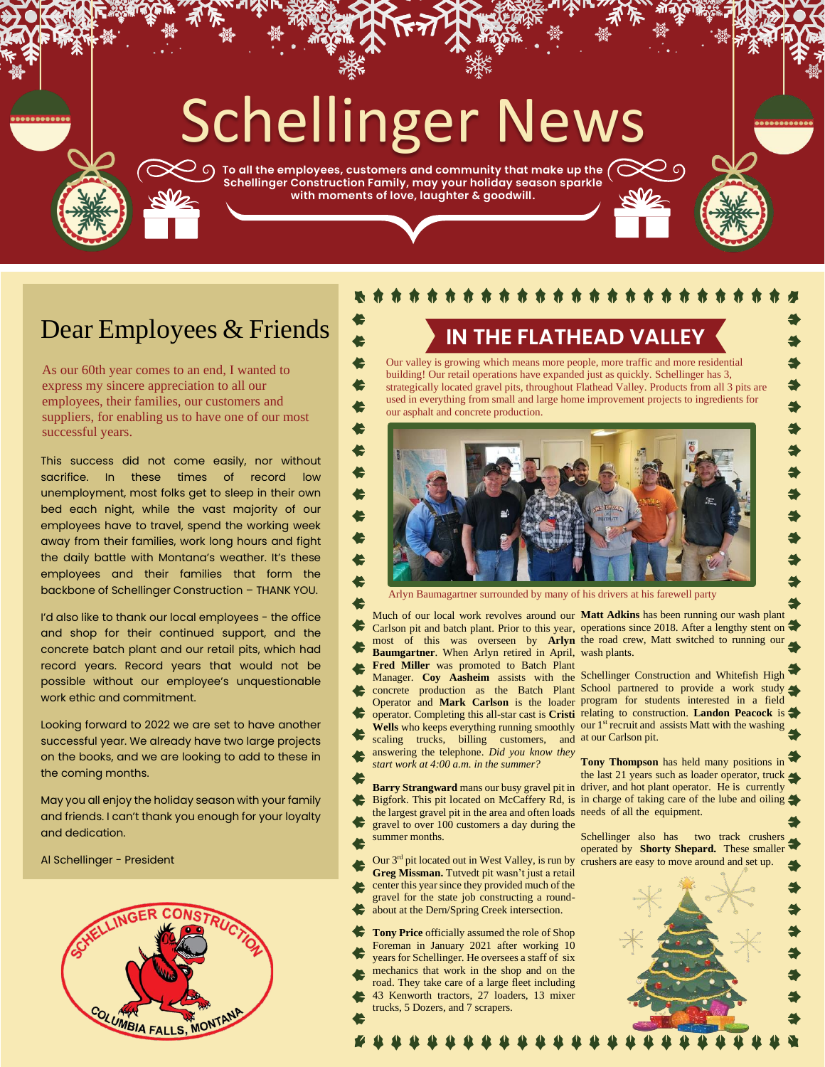# Schellinger News

**To all the employees, customers and community that make up the Schellinger Construction Family, may your holiday season sparkle with moments of love, laughter & goodwill.**

## Dear Employees & Friends

As our 60th year comes to an end, I wanted to express my sincere appreciation to all our employees, their families, our customers and suppliers, for enabling us to have one of our most successful years.

This success did not come easily, nor without sacrifice. In these times of record low unemployment, most folks get to sleep in their own bed each night, while the vast majority of our employees have to travel, spend the working week away from their families, work long hours and fight the daily battle with Montana's weather. It's these employees and their families that form the backbone of Schellinger Construction – THANK YOU.

I'd also like to thank our local employees - the office and shop for their continued support, and the concrete batch plant and our retail pits, which had record years. Record years that would not be possible without our employee's unquestionable work ethic and commitment.

Looking forward to 2022 we are set to have another successful year. We already have two large projects on the books, and we are looking to add to these in the coming months.

May you all enjoy the holiday season with your family and friends. I can't thank you enough for your loyalty and dedication.

Al Schellinger - President

SCHELLINGER CONSTRUCTION
COLUMBIA FALLS, MONTANA

## IN THE FLATHEAD VALLEY

Our valley is growing which means more people, more traffic and more residential building! Our retail operations have expanded just as quickly. Schellinger has 3, strategically located gravel pits, throughout Flathead Valley. Products from all 3 pits are used in everything from small and large home improvement projects to ingredients for our asphalt and concrete production.

Arlyn Baumagartner surrounded by many of his drivers at his farewell party

Much of our local work revolves around our Carlson pit and batch plant. Prior to this year, most of this was overseen by **Arlyn Baumgartner**. When Arlyn retired in April, **Fred Miller** was promoted to Batch Plant Manager. **Coy Aasheim** assists with the concrete production as the Batch Plant Operator and **Mark Carlson** is the loader operator. Completing this all-star cast is **Cristi Wells** who keeps everything running smoothly scaling trucks, billing customers, and answering the telephone. *Did you know they start work at 4:00 a.m. in the summer?*

**Barry Strangward** mans our busy gravel pit in Bigfork. This pit located on McCaffery Rd, is the largest gravel pit in the area and often loads gravel to over 100 customers a day during the summer months.

Our 3rd pit located out in West Valley, is run by **Greg Missman.** Tutvedt pit wasn't just a retail center this year since they provided much of the gravel for the state job constructing a round-about at the Dern/Spring Creek intersection.

**Tony Price** officially assumed the role of Shop Foreman in January 2021 after working 10 years for Schellinger. He oversees a staff of six mechanics that work in the shop and on the road. They take care of a large fleet including 43 Kenworth tractors, 27 loaders, 13 mixer trucks, 5 Dozers, and 7 scrapers.

**Matt Adkins** has been running our wash plant operations since 2018. After a lengthy stent on the road crew, Matt switched to running our wash plants.

Schellinger Construction and Whitefish High School partnered to provide a work study program for students interested in a field relating to construction. **Landon Peacock** is our 1st recruit and assists Matt with the washing at our Carlson pit.

**Tony Thompson** has held many positions in the last 21 years such as loader operator, truck driver, and hot plant operator. He is currently in charge of taking care of the lube and oiling needs of all the equipment.

Schellinger also has two track crushers operated by **Shorty Shepard.** These smaller crushers are easy to move around and set up.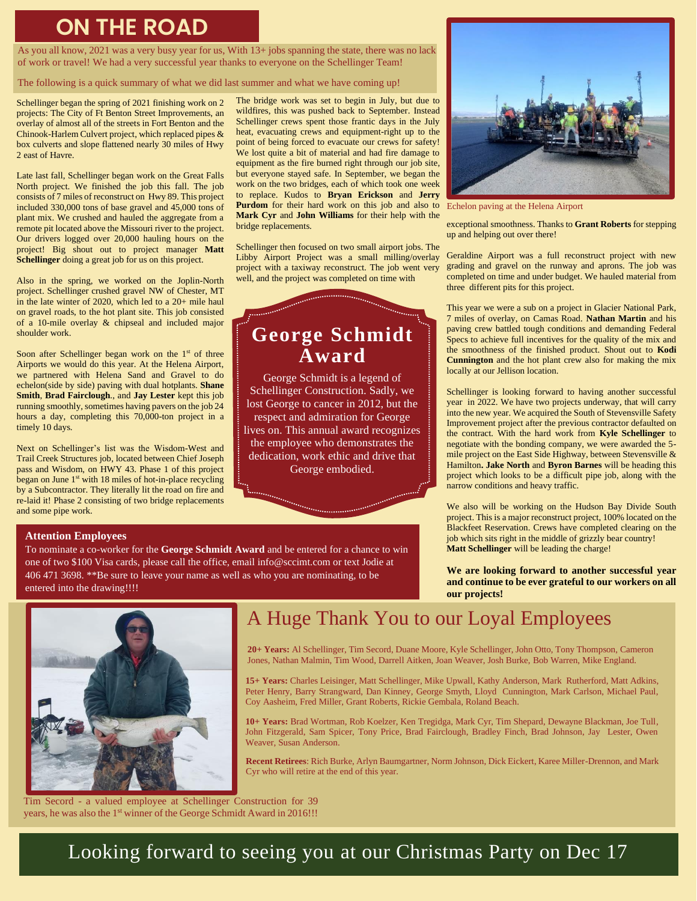# ON THE ROAD

As you all know, 2021 was a very busy year for us, With 13+ jobs spanning the state, there was no lack of work or travel! We had a very successful year thanks to everyone on the Schellinger Team!

The following is a quick summary of what we did last summer and what we have coming up!

Schellinger began the spring of 2021 finishing work on 2 projects: The City of Ft Benton Street Improvements, an overlay of almost all of the streets in Fort Benton and the Chinook-Harlem Culvert project, which replaced pipes & box culverts and slope flattened nearly 30 miles of Hwy 2 east of Havre.

Late last fall, Schellinger began work on the Great Falls North project. We finished the job this fall. The job consists of 7 miles of reconstruct on Hwy 89. This project included 330,000 tons of base gravel and 45,000 tons of plant mix. We crushed and hauled the aggregate from a remote pit located above the Missouri river to the project. Our drivers logged over 20,000 hauling hours on the project! Big shout out to project manager **Matt Schellinger** doing a great job for us on this project.

Also in the spring, we worked on the Joplin-North project. Schellinger crushed gravel NW of Chester, MT in the late winter of 2020, which led to a 20+ mile haul on gravel roads, to the hot plant site. This job consisted of a 10-mile overlay & chipseal and included major shoulder work.

Soon after Schellinger began work on the 1st of three Airports we would do this year. At the Helena Airport, we partnered with Helena Sand and Gravel to do echelon(side by side) paving with dual hotplants. **Shane Smith**, **Brad Fairclough**., and **Jay Lester** kept this job running smoothly, sometimes having pavers on the job 24 hours a day, completing this 70,000-ton project in a timely 10 days.

Next on Schellinger's list was the Wisdom-West and Trail Creek Structures job, located between Chief Joseph pass and Wisdom, on HWY 43. Phase 1 of this project began on June 1st with 18 miles of hot-in-place recycling by a Subcontractor. They literally lit the road on fire and re-laid it! Phase 2 consisting of two bridge replacements and some pipe work.

The bridge work was set to begin in July, but due to wildfires, this was pushed back to September. Instead Schellinger crews spent those frantic days in the July heat, evacuating crews and equipment-right up to the point of being forced to evacuate our crews for safety! We lost quite a bit of material and had fire damage to equipment as the fire burned right through our job site, but everyone stayed safe. In September, we began the work on the two bridges, each of which took one week to replace. Kudos to **Bryan Erickson** and **Jerry Purdom** for their hard work on this job and also to **Mark Cyr** and **John Williams** for their help with the bridge replacements.

Schellinger then focused on two small airport jobs. The Libby Airport Project was a small milling/overlay project with a taxiway reconstruct. The job went very well, and the project was completed on time with exceptional smoothness. Thanks to **Grant Roberts** for stepping up and helping out over there!

Echelon paving at the Helena Airport

Geraldine Airport was a full reconstruct project with new grading and gravel on the runway and aprons. The job was completed on time and under budget. We hauled material from three different pits for this project.

This year we were a sub on a project in Glacier National Park, 7 miles of overlay, on Camas Road. **Nathan Martin** and his paving crew battled tough conditions and demanding Federal Specs to achieve full incentives for the quality of the mix and the smoothness of the finished product. Shout out to **Kodi Cunnington** and the hot plant crew also for making the mix locally at our Jellison location.

Schellinger is looking forward to having another successful year in 2022. We have two projects underway, that will carry into the new year. We acquired the South of Stevensville Safety Improvement project after the previous contractor defaulted on the contract. With the hard work from **Kyle Schellinger** to negotiate with the bonding company, we were awarded the 5-mile project on the East Side Highway, between Stevensville & Hamilton**.** **Jake North** and **Byron Barnes** will be heading this project which looks to be a difficult pipe job, along with the narrow conditions and heavy traffic.

We also will be working on the Hudson Bay Divide South project. This is a major reconstruct project, 100% located on the Blackfeet Reservation. Crews have completed clearing on the job which sits right in the middle of grizzly bear country! **Matt Schellinger** will be leading the charge!

**We are looking forward to another successful year and continue to be ever grateful to our workers on all our projects!**

## George Schmidt Award

George Schmidt is a legend of Schellinger Construction. Sadly, we lost George to cancer in 2012, but the respect and admiration for George lives on. This annual award recognizes the employee who demonstrates the dedication, work ethic and drive that George embodied.

### Attention Employees

To nominate a co-worker for the **George Schmidt Award** and be entered for a chance to win one of two $100 Visa cards, please call the office, email info@sccimt.com or text Jodie at 406 471 3698. **Be sure to leave your name as well as who you are nominating, to be entered into the drawing!!!!

## A Huge Thank You to our Loyal Employees

**20+ Years:** Al Schellinger, Tim Secord, Duane Moore, Kyle Schellinger, John Otto, Tony Thompson, Cameron Jones, Nathan Malmin, Tim Wood, Darrell Aitken, Joan Weaver, Josh Burke, Bob Warren, Mike England.

**15+ Years:** Charles Leisinger, Matt Schellinger, Mike Upwall, Kathy Anderson, Mark Rutherford, Matt Adkins, Peter Henry, Barry Strangward, Dan Kinney, George Smyth, Lloyd Cunnington, Mark Carlson, Michael Paul, Coy Aasheim, Fred Miller, Grant Roberts, Rickie Gembala, Roland Beach.

**10+ Years:** Brad Wortman, Rob Koelzer, Ken Tregidga, Mark Cyr, Tim Shepard, Dewayne Blackman, Joe Tull, John Fitzgerald, Sam Spicer, Tony Price, Brad Fairclough, Bradley Finch, Brad Johnson, Jay Lester, Owen Weaver, Susan Anderson.

**Recent Retirees**: Rich Burke, Arlyn Baumgartner, Norm Johnson, Dick Eickert, Karee Miller-Drennon, and Mark Cyr who will retire at the end of this year.

Tim Secord - a valued employee at Schellinger Construction for 39 years, he was also the 1st winner of the George Schmidt Award in 2016!!!

## Looking forward to seeing you at our Christmas Party on Dec 17